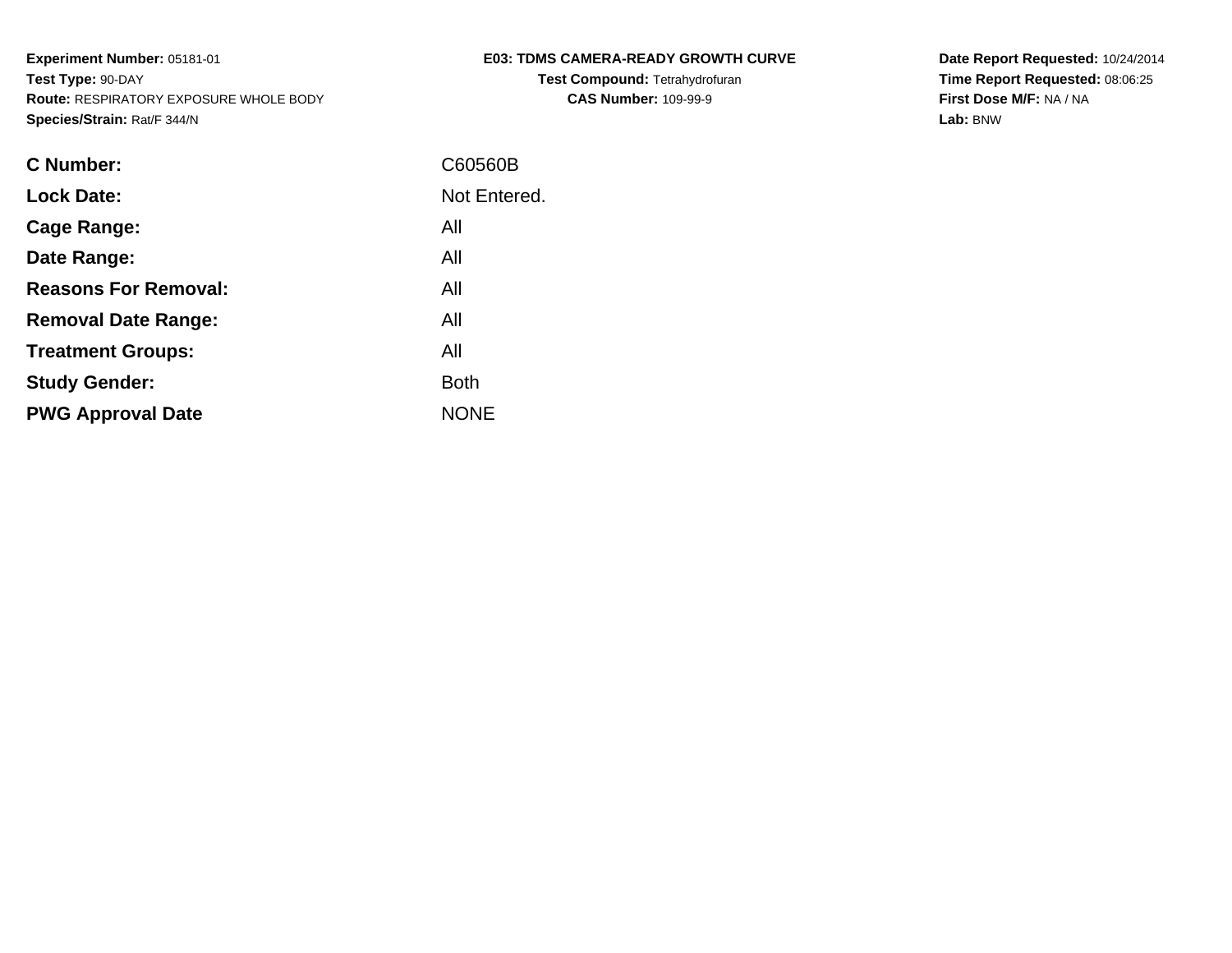**Experiment Number:** 05181-01
**Test Type:** 90-DAY
**Route:** RESPIRATORY EXPOSURE WHOLE BODY
**Species/Strain:** Rat/F 344/N

**E03: TDMS CAMERA-READY GROWTH CURVE**
**Test Compound:** Tetrahydrofuran
**CAS Number:** 109-99-9

**Date Report Requested:** 10/24/2014
**Time Report Requested:** 08:06:25
**First Dose M/F:** NA / NA
**Lab:** BNW

| | |
|---|---|
| **C Number:** | C60560B |
| **Lock Date:** | Not Entered. |
| **Cage Range:** | All |
| **Date Range:** | All |
| **Reasons For Removal:** | All |
| **Removal Date Range:** | All |
| **Treatment Groups:** | All |
| **Study Gender:** | Both |
| **PWG Approval Date** | NONE |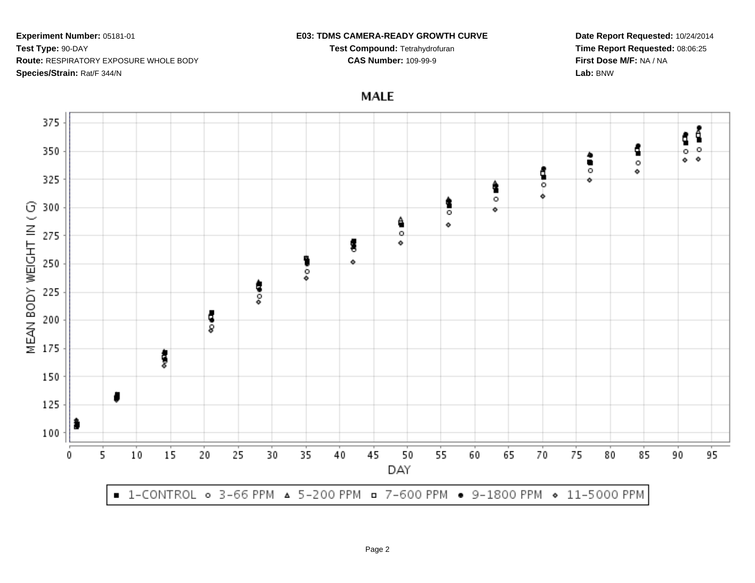**Experiment Number:** 05181-01
**Test Type:** 90-DAY
**Route:** RESPIRATORY EXPOSURE WHOLE BODY
**Species/Strain:** Rat/F 344/N

**E03: TDMS CAMERA-READY GROWTH CURVE**
**Test Compound:** Tetrahydrofuran
**CAS Number:** 109-99-9

**Date Report Requested:** 10/24/2014
**Time Report Requested:** 08:06:25
**First Dose M/F:** NA / NA
**Lab:** BNW

## MALE

MEAN BODY WEIGHT IN ( G)

DAY

■ 1-CONTROL ○ 3-66 PPM △ 5-200 PPM □ 7-600 PPM ● 9-1800 PPM ◇ 11-5000 PPM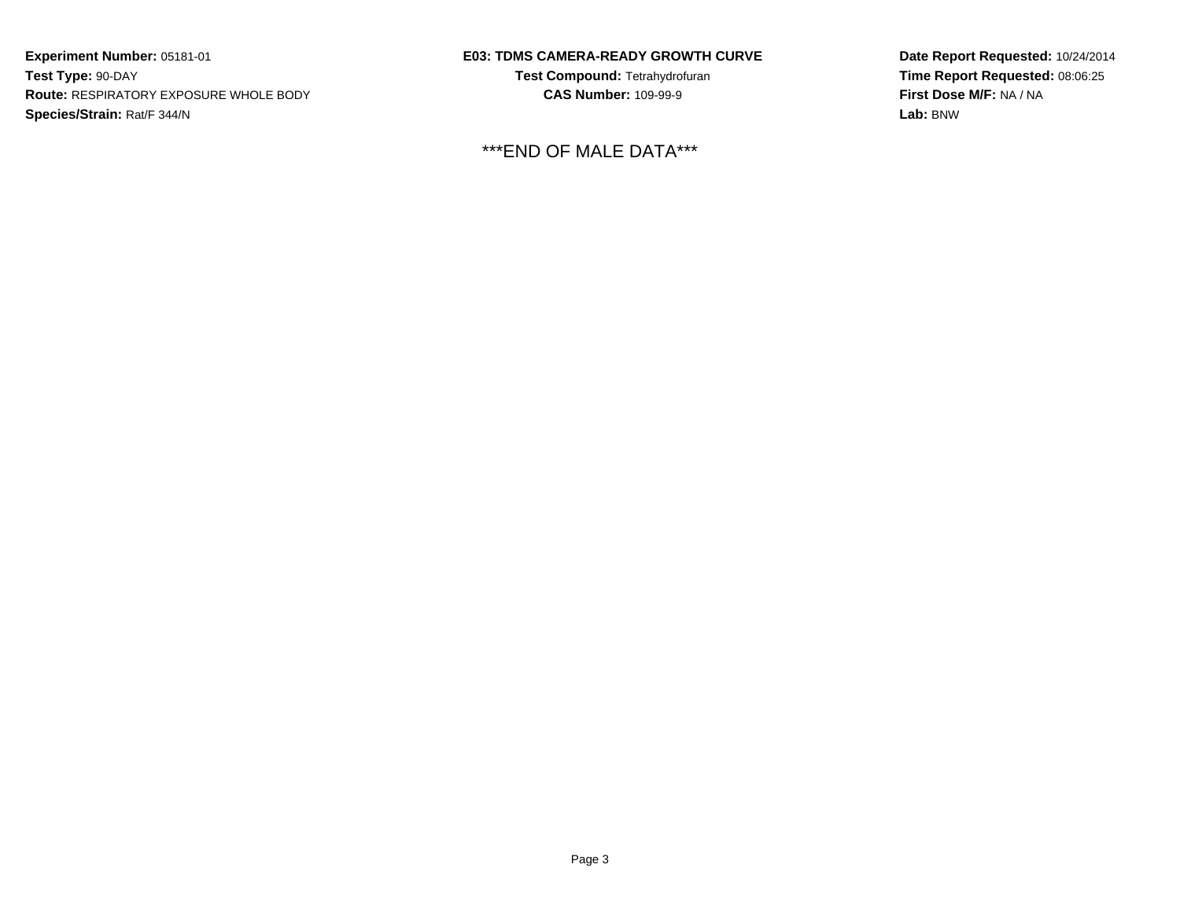**Experiment Number:** 05181-01
**Test Type:** 90-DAY
**Route:** RESPIRATORY EXPOSURE WHOLE BODY
**Species/Strain:** Rat/F 344/N

**E03: TDMS CAMERA-READY GROWTH CURVE**
**Test Compound:** Tetrahydrofuran
**CAS Number:** 109-99-9

**Date Report Requested:** 10/24/2014
**Time Report Requested:** 08:06:25
**First Dose M/F:** NA / NA
**Lab:** BNW

***END OF MALE DATA***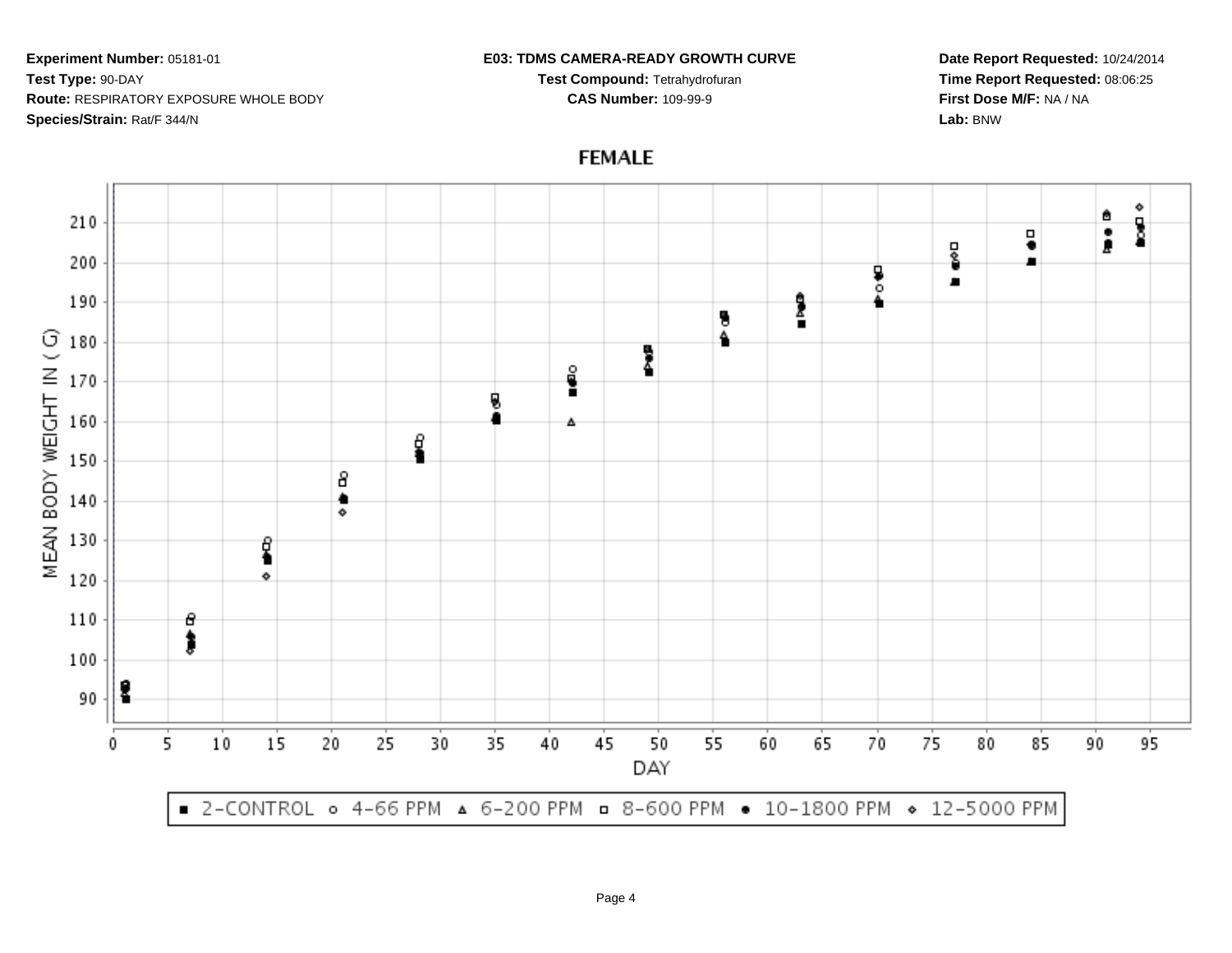**Experiment Number:** 05181-01
**Test Type:** 90-DAY
**Route:** RESPIRATORY EXPOSURE WHOLE BODY
**Species/Strain:** Rat/F 344/N

**E03: TDMS CAMERA-READY GROWTH CURVE**
**Test Compound:** Tetrahydrofuran
**CAS Number:** 109-99-9

**Date Report Requested:** 10/24/2014
**Time Report Requested:** 08:06:25
**First Dose M/F:** NA / NA
**Lab:** BNW

**FEMALE**

MEAN BODY WEIGHT IN ( G)

DAY

■ 2-CONTROL ○ 4-66 PPM △ 6-200 PPM □ 8-600 PPM ● 10-1800 PPM ◇ 12-5000 PPM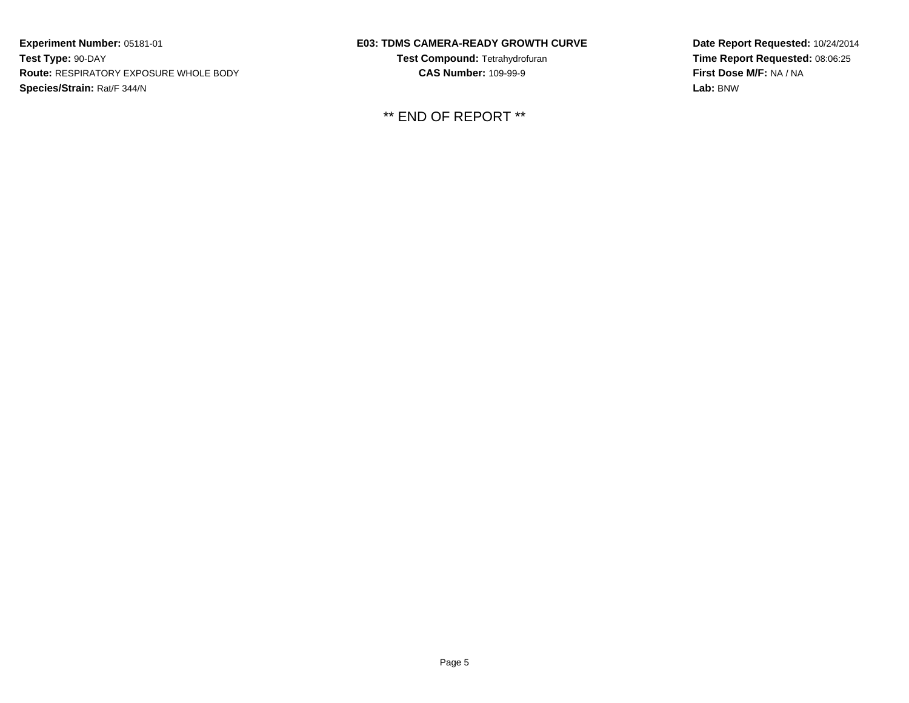**Experiment Number:** 05181-01
**Test Type:** 90-DAY
**Route:** RESPIRATORY EXPOSURE WHOLE BODY
**Species/Strain:** Rat/F 344/N

**E03: TDMS CAMERA-READY GROWTH CURVE**
**Test Compound:** Tetrahydrofuran
**CAS Number:** 109-99-9

**Date Report Requested:** 10/24/2014
**Time Report Requested:** 08:06:25
**First Dose M/F:** NA / NA
**Lab:** BNW

** END OF REPORT **